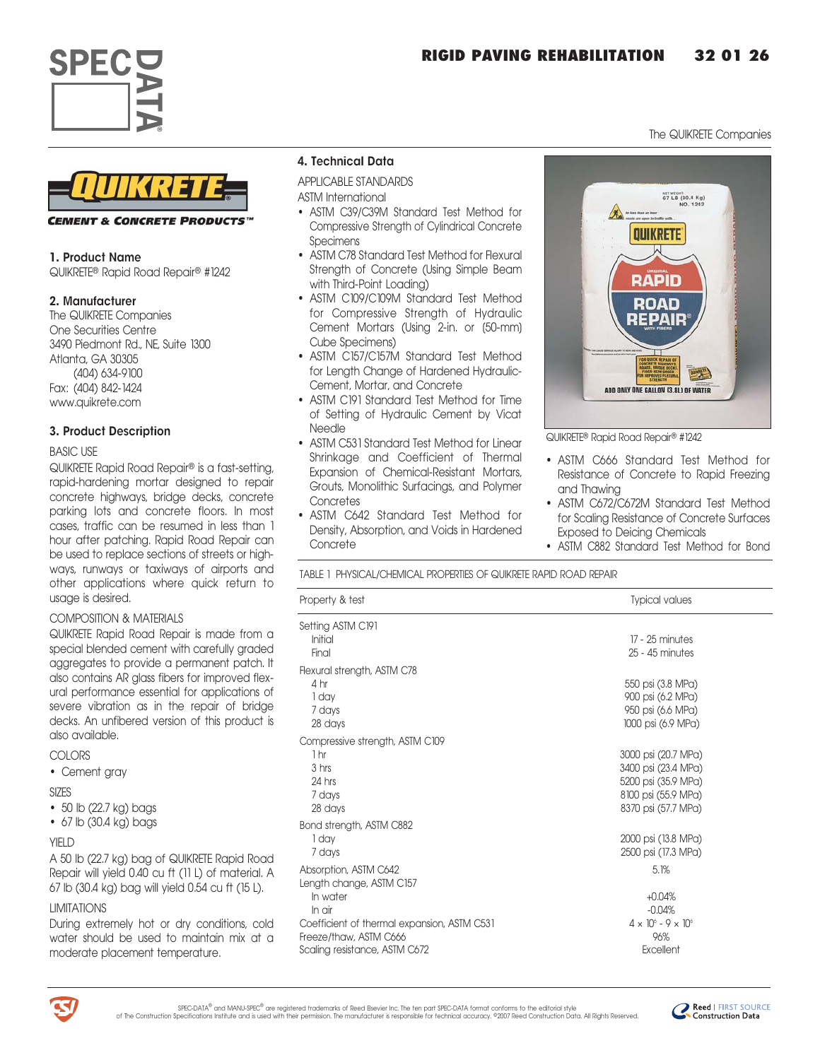# RIGID PAVING REHABILITATION 32 01 26

The QUIKRETE Companies

QUIKRETE
CEMENT & CONCRETE PRODUCTS™

## 1. Product Name

QUIKRETE® Rapid Road Repair® #1242

## 2. Manufacturer

The QUIKRETE Companies
One Securities Centre
3490 Piedmont Rd., NE, Suite 1300
Atlanta, GA 30305
(404) 634-9100
Fax: (404) 842-1424
www.quikrete.com

## 3. Product Description

### BASIC USE

QUIKRETE Rapid Road Repair® is a fast-setting, rapid-hardening mortar designed to repair concrete highways, bridge decks, concrete parking lots and concrete floors. In most cases, traffic can be resumed in less than 1 hour after patching. Rapid Road Repair can be used to replace sections of streets or highways, runways or taxiways of airports and other applications where quick return to usage is desired.

### COMPOSITION & MATERIALS

QUIKRETE Rapid Road Repair is made from a special blended cement with carefully graded aggregates to provide a permanent patch. It also contains AR glass fibers for improved flexural performance essential for applications of severe vibration as in the repair of bridge decks. An unfibered version of this product is also available.

### COLORS

- Cement gray

### SIZES

- 50 lb (22.7 kg) bags
- 67 lb (30.4 kg) bags

### YIELD

A 50 lb (22.7 kg) bag of QUIKRETE Rapid Road Repair will yield 0.40 cu ft (11 L) of material. A 67 lb (30.4 kg) bag will yield 0.54 cu ft (15 L).

### LIMITATIONS

During extremely hot or dry conditions, cold water should be used to maintain mix at a moderate placement temperature.

## 4. Technical Data

### APPLICABLE STANDARDS

ASTM International

- ASTM C39/C39M Standard Test Method for Compressive Strength of Cylindrical Concrete Specimens
- ASTM C78 Standard Test Method for Flexural Strength of Concrete (Using Simple Beam with Third-Point Loading)
- ASTM C109/C109M Standard Test Method for Compressive Strength of Hydraulic Cement Mortars (Using 2-in. or (50-mm) Cube Specimens)
- ASTM C157/C157M Standard Test Method for Length Change of Hardened Hydraulic-Cement, Mortar, and Concrete
- ASTM C191 Standard Test Method for Time of Setting of Hydraulic Cement by Vicat Needle
- ASTM C531 Standard Test Method for Linear Shrinkage and Coefficient of Thermal Expansion of Chemical-Resistant Mortars, Grouts, Monolithic Surfacings, and Polymer Concretes
- ASTM C642 Standard Test Method for Density, Absorption, and Voids in Hardened Concrete
- ASTM C666 Standard Test Method for Resistance of Concrete to Rapid Freezing and Thawing
- ASTM C672/C672M Standard Test Method for Scaling Resistance of Concrete Surfaces Exposed to Deicing Chemicals
- ASTM C882 Standard Test Method for Bond

QUIKRETE® Rapid Road Repair® #1242

TABLE 1 PHYSICAL/CHEMICAL PROPERTIES OF QUIKRETE RAPID ROAD REPAIR

| Property & test | Typical values |
|---|---|
| Setting ASTM C191 | |
| Initial | 17 - 25 minutes |
| Final | 25 - 45 minutes |
| Flexural strength, ASTM C78 | |
| 4 hr | 550 psi (3.8 MPa) |
| 1 day | 900 psi (6.2 MPa) |
| 7 days | 950 psi (6.6 MPa) |
| 28 days | 1000 psi (6.9 MPa) |
| Compressive strength, ASTM C109 | |
| 1 hr | 3000 psi (20.7 MPa) |
| 3 hrs | 3400 psi (23.4 MPa) |
| 24 hrs | 5200 psi (35.9 MPa) |
| 7 days | 8100 psi (55.9 MPa) |
| 28 days | 8370 psi (57.7 MPa) |
| Bond strength, ASTM C882 | |
| 1 day | 2000 psi (13.8 MPa) |
| 7 days | 2500 psi (17.3 MPa) |
| Absorption, ASTM C642 | 5.1% |
| Length change, ASTM C157 | |
| In water | +0.04% |
| In air | -0.04% |
| Coefficient of thermal expansion, ASTM C531 | $4 \times 10^{6}$ - $9 \times 10^{6}$ |
| Freeze/thaw, ASTM C666 | 96% |
| Scaling resistance, ASTM C672 | Excellent |

SPEC-DATA® and MANU-SPEC® are registered trademarks of Reed Elsevier Inc. The ten part SPEC-DATA format conforms to the editorial style of The Construction Specifications Institute and is used with their permission. The manufacturer is responsible for technical accuracy. ©2007 Reed Construction Data. All Rights Reserved.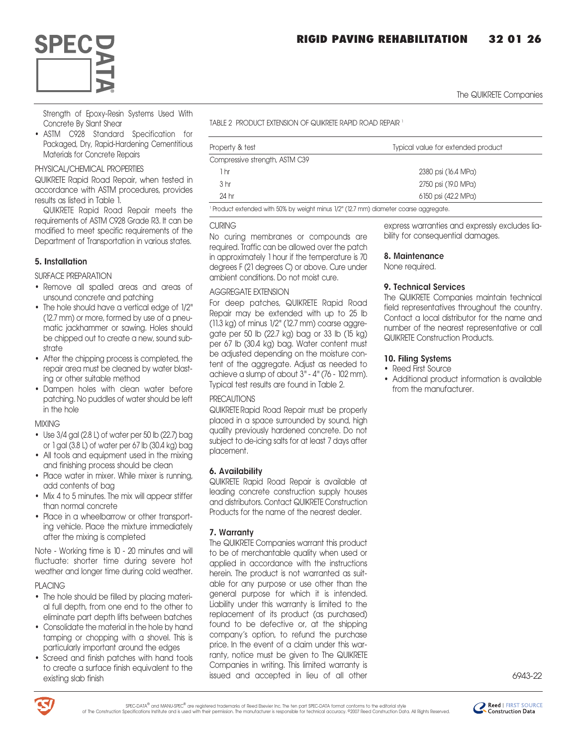Strength of Epoxy-Resin Systems Used With Concrete By Slant Shear

- ASTM C928 Standard Specification for Packaged, Dry, Rapid-Hardening Cementitious Materials for Concrete Repairs

PHYSICAL/CHEMICAL PROPERTIES

QUIKRETE Rapid Road Repair, when tested in accordance with ASTM procedures, provides results as listed in Table 1.

QUIKRETE Rapid Road Repair meets the requirements of ASTM C928 Grade R3. It can be modified to meet specific requirements of the Department of Transportation in various states.

### 5. Installation

SURFACE PREPARATION

- Remove all spalled areas and areas of unsound concrete and patching
- The hole should have a vertical edge of 1/2" (12.7 mm) or more, formed by use of a pneumatic jackhammer or sawing. Holes should be chipped out to create a new, sound substrate
- After the chipping process is completed, the repair area must be cleaned by water blasting or other suitable method
- Dampen holes with clean water before patching. No puddles of water should be left in the hole

MIXING

- Use 3/4 gal (2.8 L) of water per 50 lb (22.7) bag or 1 gal (3.8 L) of water per 67 lb (30.4 kg) bag
- All tools and equipment used in the mixing and finishing process should be clean
- Place water in mixer. While mixer is running, add contents of bag
- Mix 4 to 5 minutes. The mix will appear stiffer than normal concrete
- Place in a wheelbarrow or other transporting vehicle. Place the mixture immediately after the mixing is completed

Note - Working time is 10 - 20 minutes and will fluctuate: shorter time during severe hot weather and longer time during cold weather.

PLACING

- The hole should be filled by placing material full depth, from one end to the other to eliminate part depth lifts between batches
- Consolidate the material in the hole by hand tamping or chopping with a shovel. This is particularly important around the edges
- Screed and finish patches with hand tools to create a surface finish equivalent to the existing slab finish

TABLE 2 PRODUCT EXTENSION OF QUIKRETE RAPID ROAD REPAIR [1]

| Property & test | Typical value for extended product |
|---|---|
| Compressive strength, ASTM C39 | |
| 1 hr | 2380 psi (16.4 MPa) |
| 3 hr | 2750 psi (19.0 MPa) |
| 24 hr | 6150 psi (42.2 MPa) |

[1] Product extended with 50% by weight minus 1/2" (12.7 mm) diameter coarse aggregate.

CURING

No curing membranes or compounds are required. Traffic can be allowed over the patch in approximately 1 hour if the temperature is 70 degrees F (21 degrees C) or above. Cure under ambient conditions. Do not moist cure.

AGGREGATE EXTENSION

For deep patches, QUIKRETE Rapid Road Repair may be extended with up to 25 lb (11.3 kg) of minus 1/2" (12.7 mm) coarse aggregate per 50 lb (22.7 kg) bag or 33 lb (15 kg) per 67 lb (30.4 kg) bag. Water content must be adjusted depending on the moisture content of the aggregate. Adjust as needed to achieve a slump of about 3" - 4" (76 - 102 mm). Typical test results are found in Table 2.

PRECAUTIONS

QUIKRETE Rapid Road Repair must be properly placed in a space surrounded by sound, high quality previously hardened concrete. Do not subject to de-icing salts for at least 7 days after placement.

### 6. Availability

QUIKRETE Rapid Road Repair is available at leading concrete construction supply houses and distributors. Contact QUIKRETE Construction Products for the name of the nearest dealer.

### 7. Warranty

The QUIKRETE Companies warrant this product to be of merchantable quality when used or applied in accordance with the instructions herein. The product is not warranted as suitable for any purpose or use other than the general purpose for which it is intended. Liability under this warranty is limited to the replacement of its product (as purchased) found to be defective or, at the shipping company's option, to refund the purchase price. In the event of a claim under this warranty, notice must be given to The QUIKRETE Companies in writing. This limited warranty is issued and accepted in lieu of all other express warranties and expressly excludes liability for consequential damages.

### 8. Maintenance

None required.

### 9. Technical Services

The QUIKRETE Companies maintain technical field representatives throughout the country. Contact a local distributor for the name and number of the nearest representative or call QUIKRETE Construction Products.

### 10. Filing Systems

- Reed First Source
- Additional product information is available from the manufacturer.

6943-22